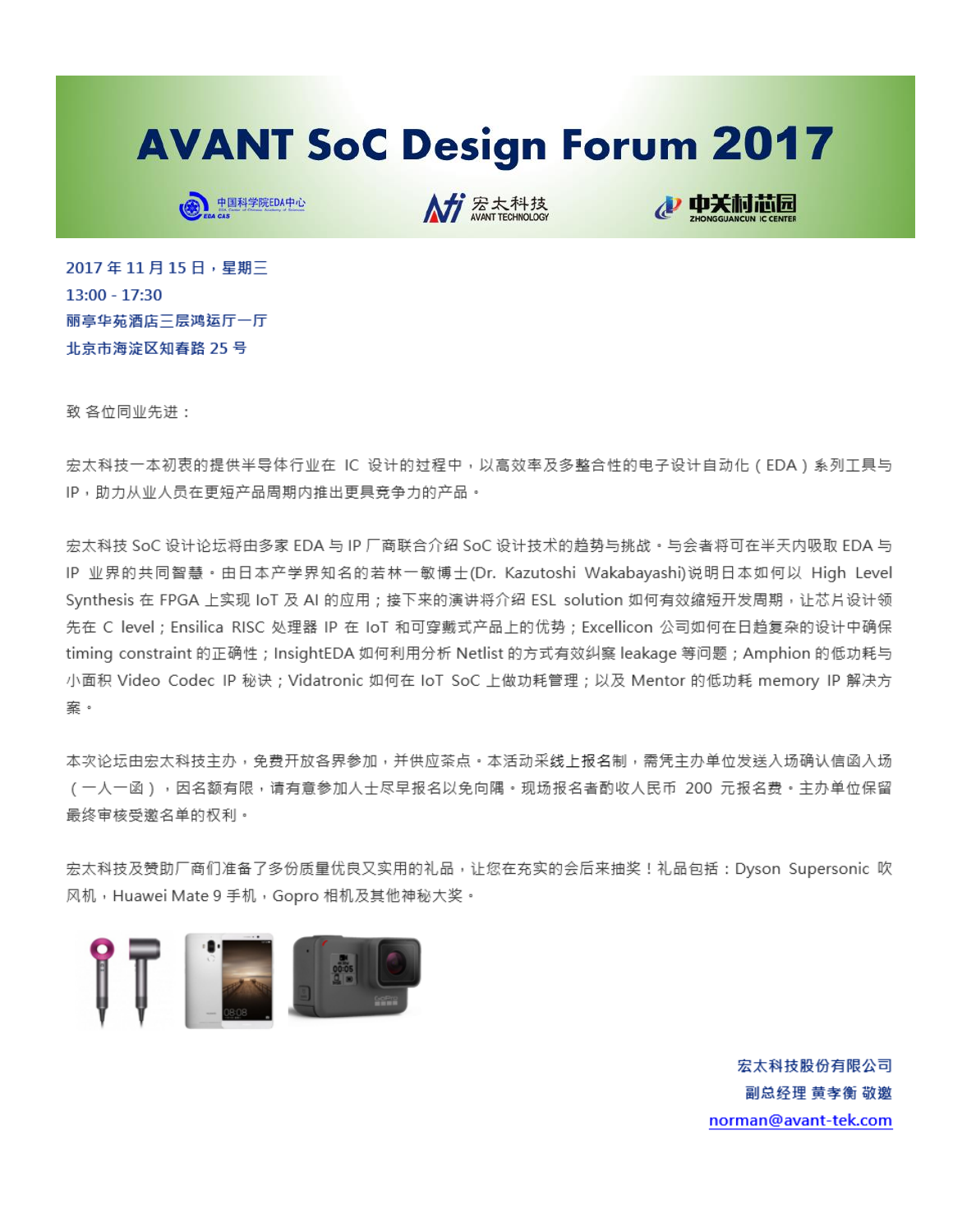# AVANT SoC Design Forum 2017

中国科学院EDA中心　宏太科技 AVANT TECHNOLOGY　中关村芯园 ZHONGGUANCUN IC CENTER

**2017 年 11 月 15 日，星期三**
**13:00 - 17:30**
**丽亭华苑酒店三层鸿运厅一厅**
**北京市海淀区知春路 25 号**

致 各位同业先进：

宏太科技一本初衷的提供半导体行业在 IC 设计的过程中，以高效率及多整合性的电子设计自动化（EDA）系列工具与 IP，助力从业人员在更短产品周期内推出更具竞争力的产品。

宏太科技 SoC 设计论坛将由多家 EDA 与 IP 厂商联合介绍 SoC 设计技术的趋势与挑战。与会者将可在半天内吸取 EDA 与 IP 业界的共同智慧。由日本产学界知名的若林一敏博士(Dr. Kazutoshi Wakabayashi)说明日本如何以 High Level Synthesis 在 FPGA 上实现 IoT 及 AI 的应用；接下来的演讲将介绍 ESL solution 如何有效缩短开发周期，让芯片设计领先在 C level；Ensilica RISC 处理器 IP 在 IoT 和可穿戴式产品上的优势；Excellicon 公司如何在日趋复杂的设计中确保 timing constraint 的正确性；InsightEDA 如何利用分析 Netlist 的方式有效纠察 leakage 等问题；Amphion 的低功耗与小面积 Video Codec IP 秘诀；Vidatronic 如何在 IoT SoC 上做功耗管理；以及 Mentor 的低功耗 memory IP 解决方案。

本次论坛由宏太科技主办，免费开放各界参加，并供应茶点。本活动采线上报名制，需凭主办单位发送入场确认信函入场（一人一函），因名额有限，请有意参加人士尽早报名以免向隅。现场报名者酌收人民币 200 元报名费。主办单位保留最终审核受邀名单的权利。

宏太科技及赞助厂商们准备了多份质量优良又实用的礼品，让您在充实的会后来抽奖！礼品包括：Dyson Supersonic 吹风机，Huawei Mate 9 手机，Gopro 相机及其他神秘大奖。

**宏太科技股份有限公司**
**副总经理 黄孝衡 敬邀**
**norman@avant-tek.com**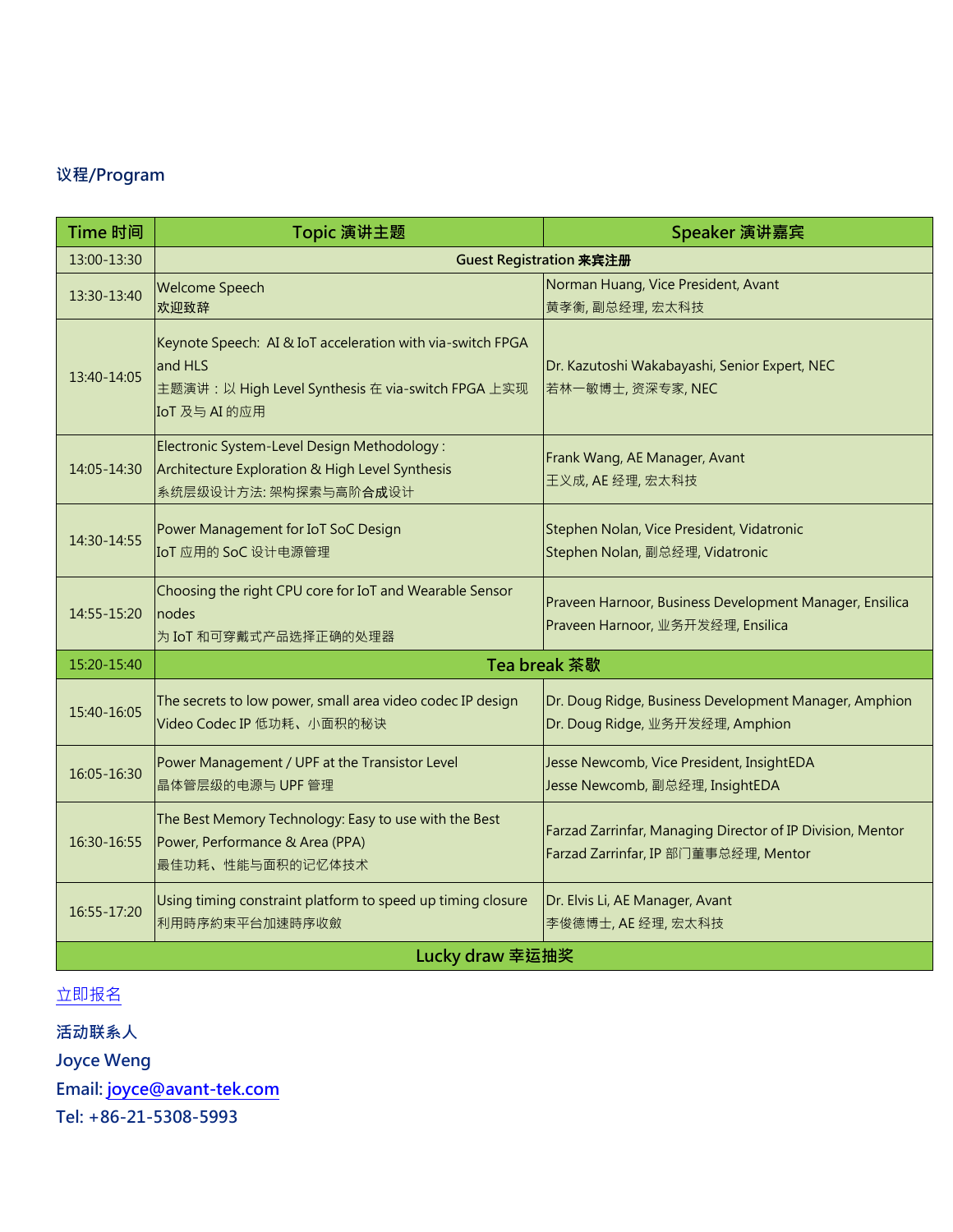## 议程/Program

| Time 时间 | Topic 演讲主题 | Speaker 演讲嘉宾 |
|---|---|---|
| 13:00-13:30 | Guest Registration 来宾注册 | |
| 13:30-13:40 | Welcome Speech<br>欢迎致辞 | Norman Huang, Vice President, Avant<br>黄孝衡, 副总经理, 宏太科技 |
| 13:40-14:05 | Keynote Speech: AI & IoT acceleration with via-switch FPGA and HLS<br>主题演讲：以 High Level Synthesis 在 via-switch FPGA 上实现 IoT 及与 AI 的应用 | Dr. Kazutoshi Wakabayashi, Senior Expert, NEC<br>若林一敏博士, 资深专家, NEC |
| 14:05-14:30 | Electronic System-Level Design Methodology : Architecture Exploration & High Level Synthesis<br>系统层级设计方法: 架构探索与高阶合成设计 | Frank Wang, AE Manager, Avant<br>王义成, AE 经理, 宏太科技 |
| 14:30-14:55 | Power Management for IoT SoC Design<br>IoT 应用的 SoC 设计电源管理 | Stephen Nolan, Vice President, Vidatronic<br>Stephen Nolan, 副总经理, Vidatronic |
| 14:55-15:20 | Choosing the right CPU core for IoT and Wearable Sensor nodes<br>为 IoT 和可穿戴式产品选择正确的处理器 | Praveen Harnoor, Business Development Manager, Ensilica<br>Praveen Harnoor, 业务开发经理, Ensilica |
| 15:20-15:40 | Tea break 茶歇 | |
| 15:40-16:05 | The secrets to low power, small area video codec IP design<br>Video Codec IP 低功耗、小面积的秘诀 | Dr. Doug Ridge, Business Development Manager, Amphion<br>Dr. Doug Ridge, 业务开发经理, Amphion |
| 16:05-16:30 | Power Management / UPF at the Transistor Level<br>晶体管层级的电源与 UPF 管理 | Jesse Newcomb, Vice President, InsightEDA<br>Jesse Newcomb, 副总经理, InsightEDA |
| 16:30-16:55 | The Best Memory Technology: Easy to use with the Best Power, Performance & Area (PPA)<br>最佳功耗、性能与面积的记忆体技术 | Farzad Zarrinfar, Managing Director of IP Division, Mentor<br>Farzad Zarrinfar, IP 部门董事总经理, Mentor |
| 16:55-17:20 | Using timing constraint platform to speed up timing closure<br>利用時序約束平台加速時序收斂 | Dr. Elvis Li, AE Manager, Avant<br>李俊德博士, AE 经理, 宏太科技 |
| Lucky draw 幸运抽奖 | | |

立即报名

**活动联系人**

**Joyce Weng**

**Email: joyce@avant-tek.com**

**Tel: +86-21-5308-5993**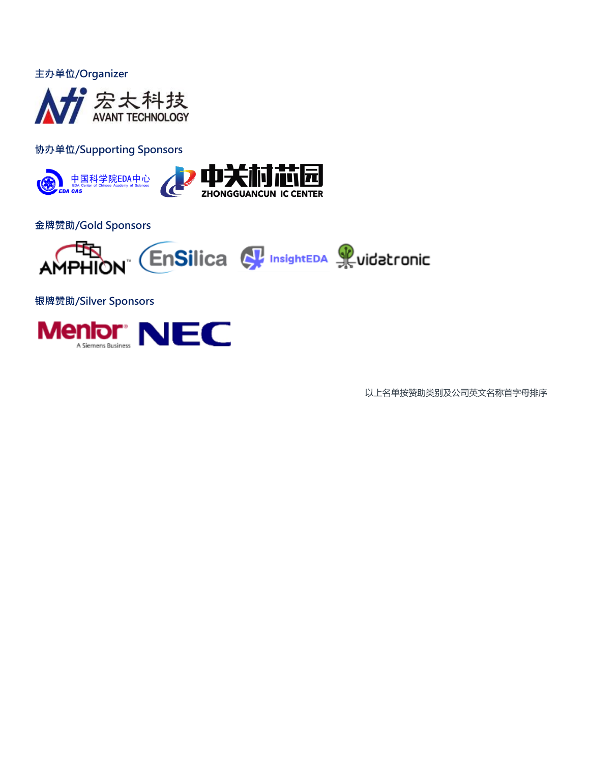主办单位/Organizer

协办单位/Supporting Sponsors

金牌赞助/Gold Sponsors

银牌赞助/Silver Sponsors

以上名单按赞助类别及公司英文名称首字母排序